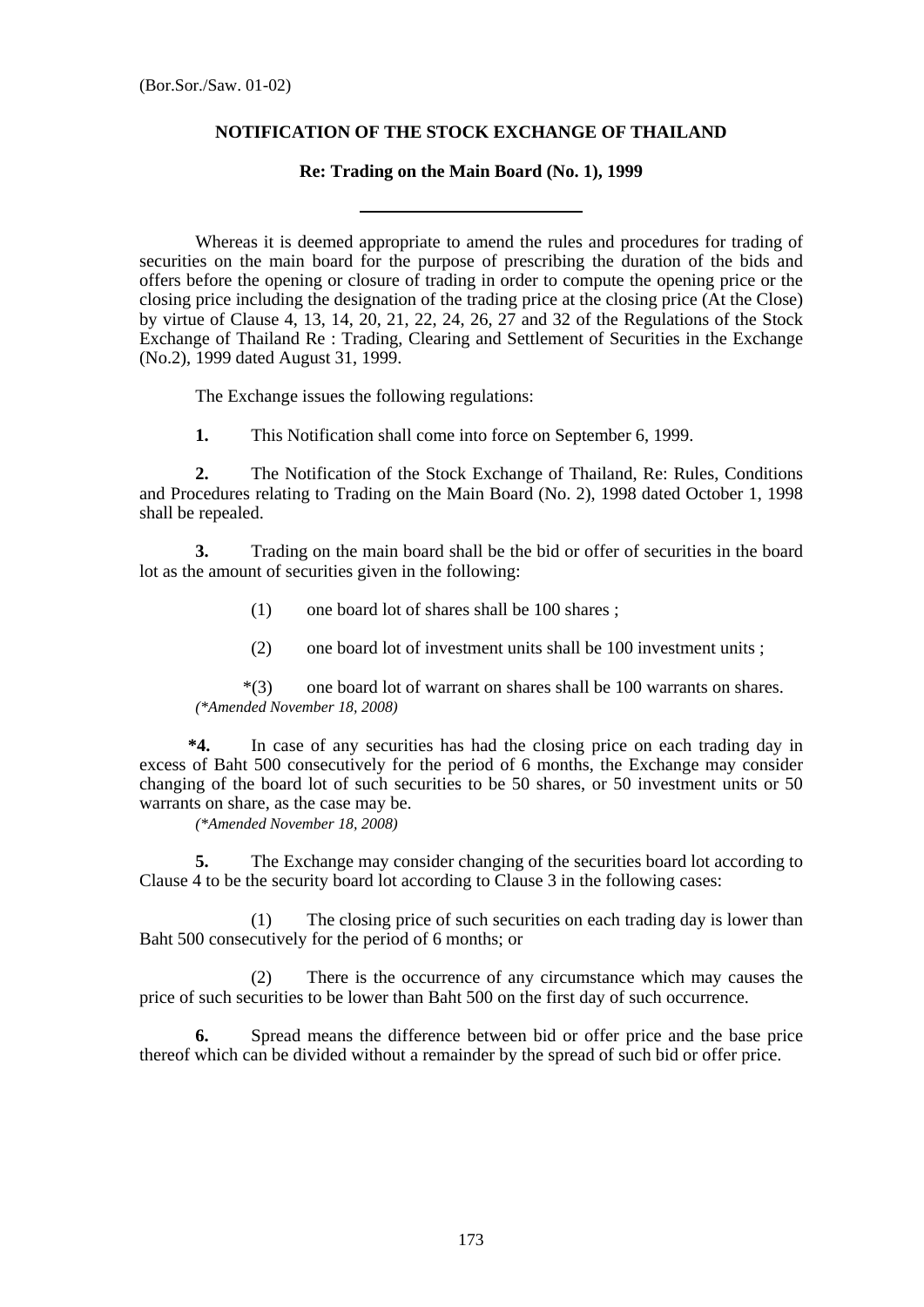(Bor.Sor./Saw. 01-02)

**NOTIFICATION OF THE STOCK EXCHANGE OF THAILAND**

**Re: Trading on the Main Board (No. 1), 1999**

---

Whereas it is deemed appropriate to amend the rules and procedures for trading of securities on the main board for the purpose of prescribing the duration of the bids and offers before the opening or closure of trading in order to compute the opening price or the closing price including the designation of the trading price at the closing price (At the Close) by virtue of Clause 4, 13, 14, 20, 21, 22, 24, 26, 27 and 32 of the Regulations of the Stock Exchange of Thailand Re : Trading, Clearing and Settlement of Securities in the Exchange (No.2), 1999 dated August 31, 1999.

The Exchange issues the following regulations:

**1.** This Notification shall come into force on September 6, 1999.

**2.** The Notification of the Stock Exchange of Thailand, Re: Rules, Conditions and Procedures relating to Trading on the Main Board (No. 2), 1998 dated October 1, 1998 shall be repealed.

**3.** Trading on the main board shall be the bid or offer of securities in the board lot as the amount of securities given in the following:

(1) one board lot of shares shall be 100 shares ;

(2) one board lot of investment units shall be 100 investment units ;

*(3) one board lot of warrant on shares shall be 100 warrants on shares.
*(\*Amended November 18, 2008)*

**\*4.** In case of any securities has had the closing price on each trading day in excess of Baht 500 consecutively for the period of 6 months, the Exchange may consider changing of the board lot of such securities to be 50 shares, or 50 investment units or 50 warrants on share, as the case may be.
*(\*Amended November 18, 2008)*

**5.** The Exchange may consider changing of the securities board lot according to Clause 4 to be the security board lot according to Clause 3 in the following cases:

(1) The closing price of such securities on each trading day is lower than Baht 500 consecutively for the period of 6 months; or

(2) There is the occurrence of any circumstance which may causes the price of such securities to be lower than Baht 500 on the first day of such occurrence.

**6.** Spread means the difference between bid or offer price and the base price thereof which can be divided without a remainder by the spread of such bid or offer price.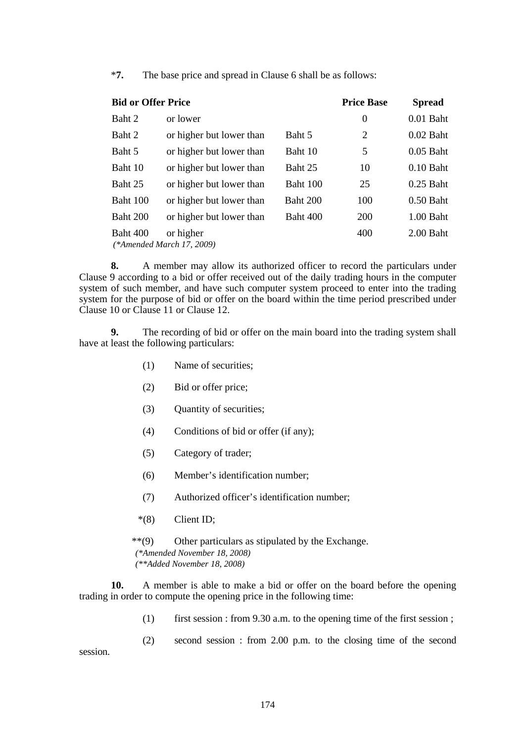*7. The base price and spread in Clause 6 shall be as follows:

| Bid or Offer Price | | | Price Base | Spread |
|---|---|---|---|---|
| Baht 2 | or lower | | 0 | 0.01 Baht |
| Baht 2 | or higher but lower than | Baht 5 | 2 | 0.02 Baht |
| Baht 5 | or higher but lower than | Baht 10 | 5 | 0.05 Baht |
| Baht 10 | or higher but lower than | Baht 25 | 10 | 0.10 Baht |
| Baht 25 | or higher but lower than | Baht 100 | 25 | 0.25 Baht |
| Baht 100 | or higher but lower than | Baht 200 | 100 | 0.50 Baht |
| Baht 200 | or higher but lower than | Baht 400 | 200 | 1.00 Baht |
| Baht 400 | or higher | | 400 | 2.00 Baht |

*(*Amended March 17, 2009)*

**8.** A member may allow its authorized officer to record the particulars under Clause 9 according to a bid or offer received out of the daily trading hours in the computer system of such member, and have such computer system proceed to enter into the trading system for the purpose of bid or offer on the board within the time period prescribed under Clause 10 or Clause 11 or Clause 12.

**9.** The recording of bid or offer on the main board into the trading system shall have at least the following particulars:

(1) Name of securities;

(2) Bid or offer price;

(3) Quantity of securities;

(4) Conditions of bid or offer (if any);

(5) Category of trader;

(6) Member's identification number;

(7) Authorized officer's identification number;

*(8) Client ID;

**(9) Other particulars as stipulated by the Exchange.

*(*Amended November 18, 2008)*
*(**Added November 18, 2008)*

**10.** A member is able to make a bid or offer on the board before the opening trading in order to compute the opening price in the following time:

(1) first session : from 9.30 a.m. to the opening time of the first session ;

(2) second session : from 2.00 p.m. to the closing time of the second session.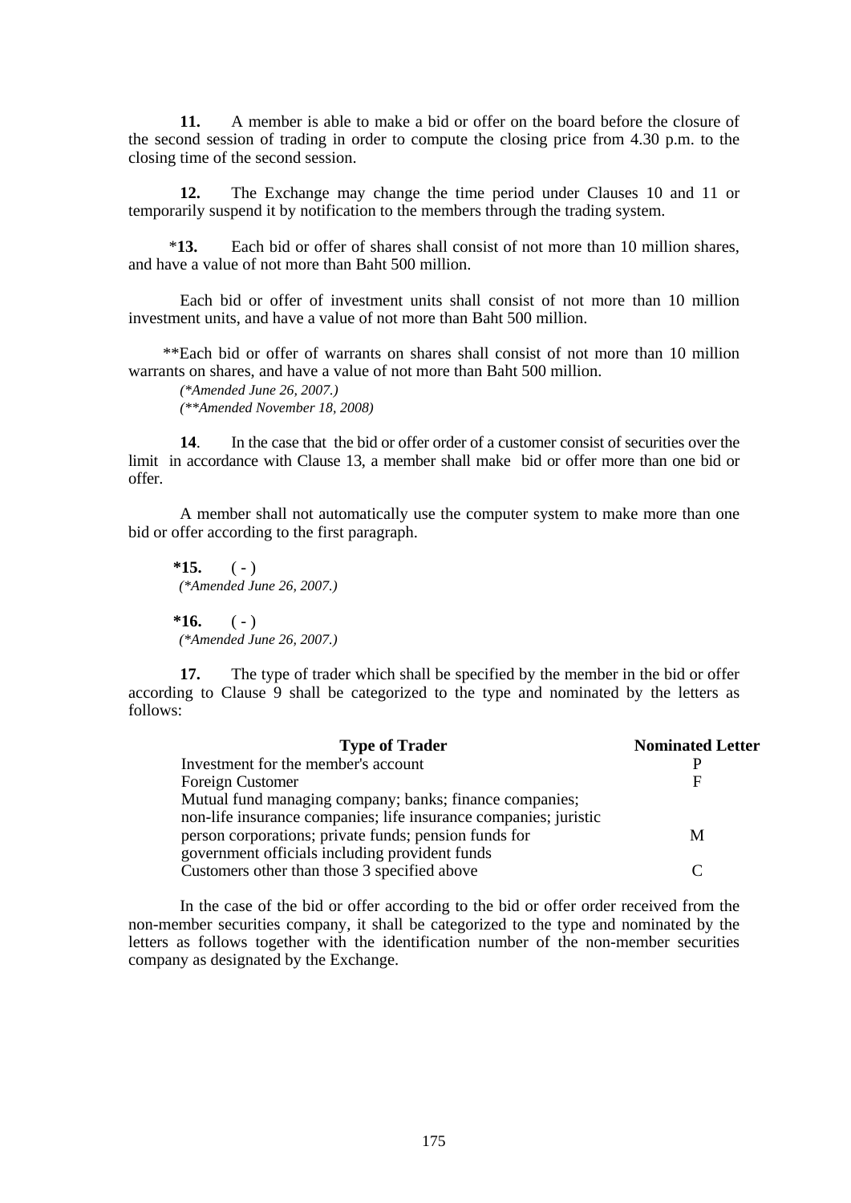**11.** A member is able to make a bid or offer on the board before the closure of the second session of trading in order to compute the closing price from 4.30 p.m. to the closing time of the second session.

**12.** The Exchange may change the time period under Clauses 10 and 11 or temporarily suspend it by notification to the members through the trading system.

\***13.** Each bid or offer of shares shall consist of not more than 10 million shares, and have a value of not more than Baht 500 million.

Each bid or offer of investment units shall consist of not more than 10 million investment units, and have a value of not more than Baht 500 million.

**Each bid or offer of warrants on shares shall consist of not more than 10 million warrants on shares, and have a value of not more than Baht 500 million.

*(\*Amended June 26, 2007.)*
*(\*\*Amended November 18, 2008)*

**14**. In the case that the bid or offer order of a customer consist of securities over the limit in accordance with Clause 13, a member shall make bid or offer more than one bid or offer.

A member shall not automatically use the computer system to make more than one bid or offer according to the first paragraph.

**\*15.** ( - )
*(\*Amended June 26, 2007.)*

**\*16.** ( - )
*(\*Amended June 26, 2007.)*

**17.** The type of trader which shall be specified by the member in the bid or offer according to Clause 9 shall be categorized to the type and nominated by the letters as follows:

| Type of Trader | Nominated Letter |
|---|---|
| Investment for the member's account | P |
| Foreign Customer | F |
| Mutual fund managing company; banks; finance companies; non-life insurance companies; life insurance companies; juristic person corporations; private funds; pension funds for government officials including provident funds | M |
| Customers other than those 3 specified above | C |

In the case of the bid or offer according to the bid or offer order received from the non-member securities company, it shall be categorized to the type and nominated by the letters as follows together with the identification number of the non-member securities company as designated by the Exchange.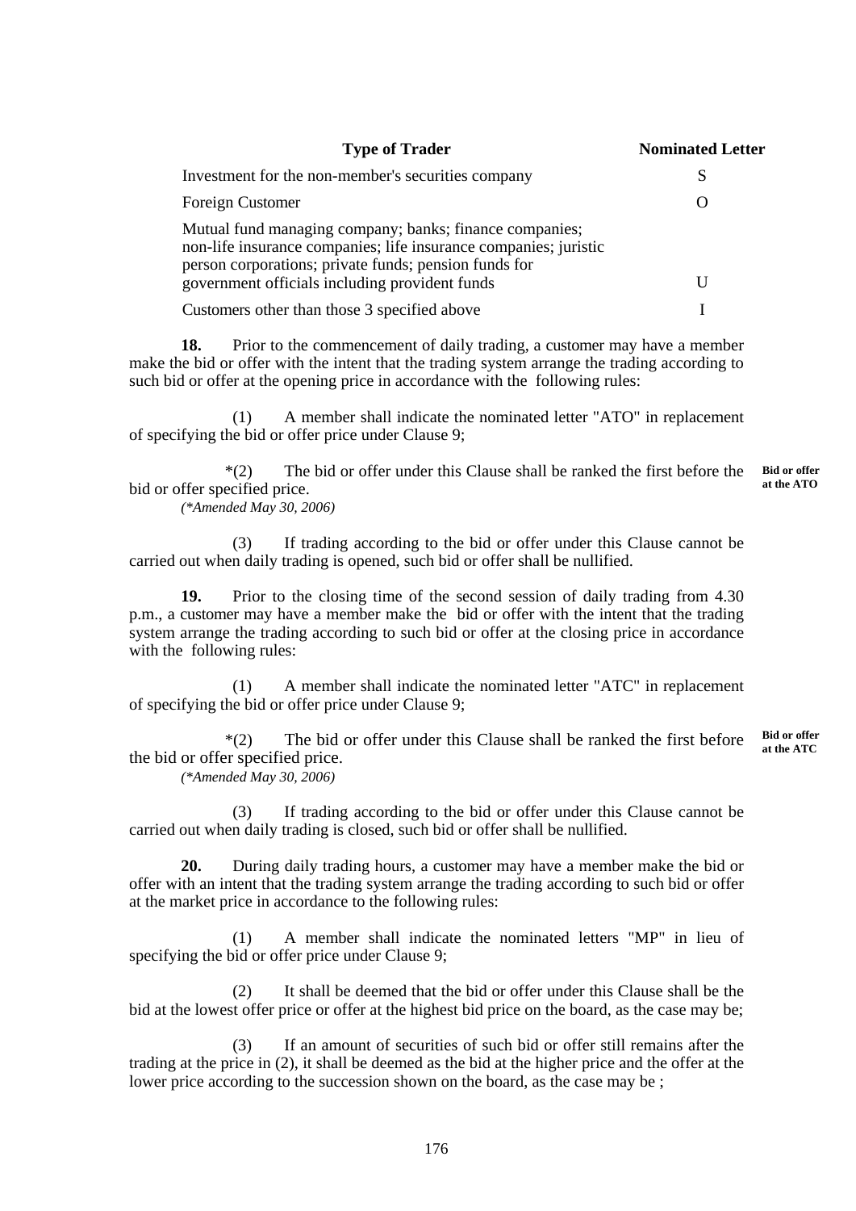| Type of Trader | Nominated Letter |
|---|---|
| Investment for the non-member's securities company | S |
| Foreign Customer | O |
| Mutual fund managing company; banks; finance companies; non-life insurance companies; life insurance companies; juristic person corporations; private funds; pension funds for government officials including provident funds | U |
| Customers other than those 3 specified above | I |

**18.** Prior to the commencement of daily trading, a customer may have a member make the bid or offer with the intent that the trading system arrange the trading according to such bid or offer at the opening price in accordance with the following rules:

(1) A member shall indicate the nominated letter "ATO" in replacement of specifying the bid or offer price under Clause 9;

**Bid or offer at the ATO**

*(2) The bid or offer under this Clause shall be ranked the first before the bid or offer specified price.
*(\*Amended May 30, 2006)*

(3) If trading according to the bid or offer under this Clause cannot be carried out when daily trading is opened, such bid or offer shall be nullified.

**19.** Prior to the closing time of the second session of daily trading from 4.30 p.m., a customer may have a member make the bid or offer with the intent that the trading system arrange the trading according to such bid or offer at the closing price in accordance with the following rules:

(1) A member shall indicate the nominated letter "ATC" in replacement of specifying the bid or offer price under Clause 9;

**Bid or offer at the ATC**

*(2) The bid or offer under this Clause shall be ranked the first before the bid or offer specified price.
*(\*Amended May 30, 2006)*

(3) If trading according to the bid or offer under this Clause cannot be carried out when daily trading is closed, such bid or offer shall be nullified.

**20.** During daily trading hours, a customer may have a member make the bid or offer with an intent that the trading system arrange the trading according to such bid or offer at the market price in accordance to the following rules:

(1) A member shall indicate the nominated letters "MP" in lieu of specifying the bid or offer price under Clause 9;

(2) It shall be deemed that the bid or offer under this Clause shall be the bid at the lowest offer price or offer at the highest bid price on the board, as the case may be;

(3) If an amount of securities of such bid or offer still remains after the trading at the price in (2), it shall be deemed as the bid at the higher price and the offer at the lower price according to the succession shown on the board, as the case may be ;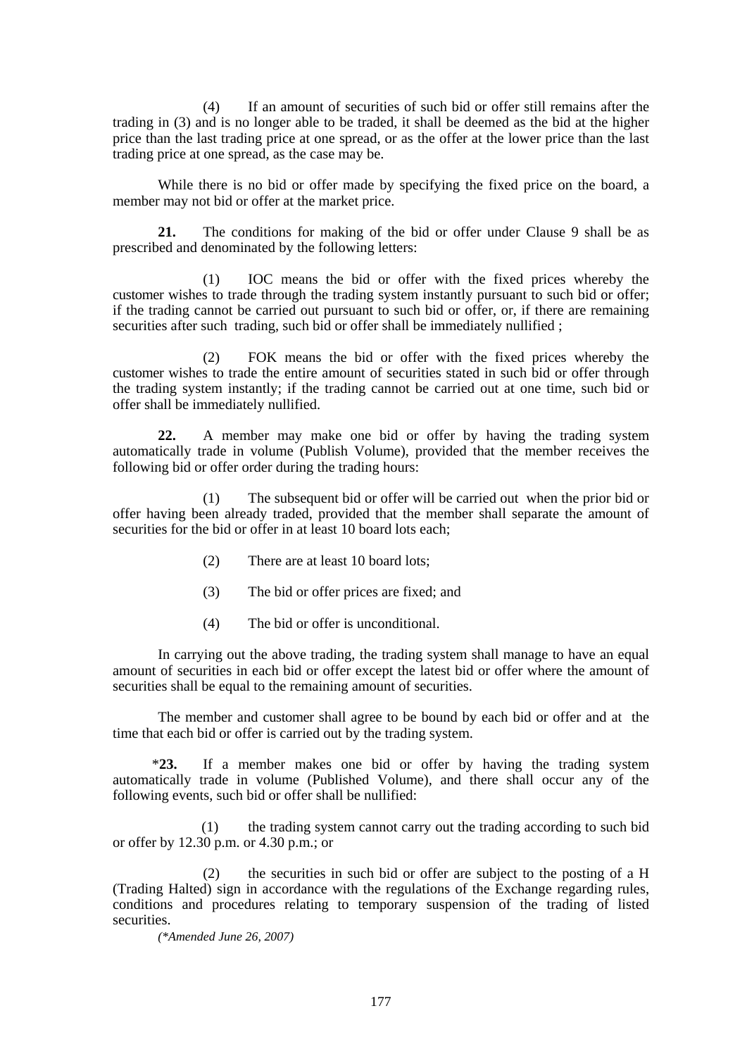(4) If an amount of securities of such bid or offer still remains after the trading in (3) and is no longer able to be traded, it shall be deemed as the bid at the higher price than the last trading price at one spread, or as the offer at the lower price than the last trading price at one spread, as the case may be.

While there is no bid or offer made by specifying the fixed price on the board, a member may not bid or offer at the market price.

**21.** The conditions for making of the bid or offer under Clause 9 shall be as prescribed and denominated by the following letters:

(1) IOC means the bid or offer with the fixed prices whereby the customer wishes to trade through the trading system instantly pursuant to such bid or offer; if the trading cannot be carried out pursuant to such bid or offer, or, if there are remaining securities after such trading, such bid or offer shall be immediately nullified ;

(2) FOK means the bid or offer with the fixed prices whereby the customer wishes to trade the entire amount of securities stated in such bid or offer through the trading system instantly; if the trading cannot be carried out at one time, such bid or offer shall be immediately nullified.

**22.** A member may make one bid or offer by having the trading system automatically trade in volume (Publish Volume), provided that the member receives the following bid or offer order during the trading hours:

(1) The subsequent bid or offer will be carried out when the prior bid or offer having been already traded, provided that the member shall separate the amount of securities for the bid or offer in at least 10 board lots each;

(2) There are at least 10 board lots;

(3) The bid or offer prices are fixed; and

(4) The bid or offer is unconditional.

In carrying out the above trading, the trading system shall manage to have an equal amount of securities in each bid or offer except the latest bid or offer where the amount of securities shall be equal to the remaining amount of securities.

The member and customer shall agree to be bound by each bid or offer and at the time that each bid or offer is carried out by the trading system.

\***23.** If a member makes one bid or offer by having the trading system automatically trade in volume (Published Volume), and there shall occur any of the following events, such bid or offer shall be nullified:

(1) the trading system cannot carry out the trading according to such bid or offer by 12.30 p.m. or 4.30 p.m.; or

(2) the securities in such bid or offer are subject to the posting of a H (Trading Halted) sign in accordance with the regulations of the Exchange regarding rules, conditions and procedures relating to temporary suspension of the trading of listed securities.

*(\*Amended June 26, 2007)*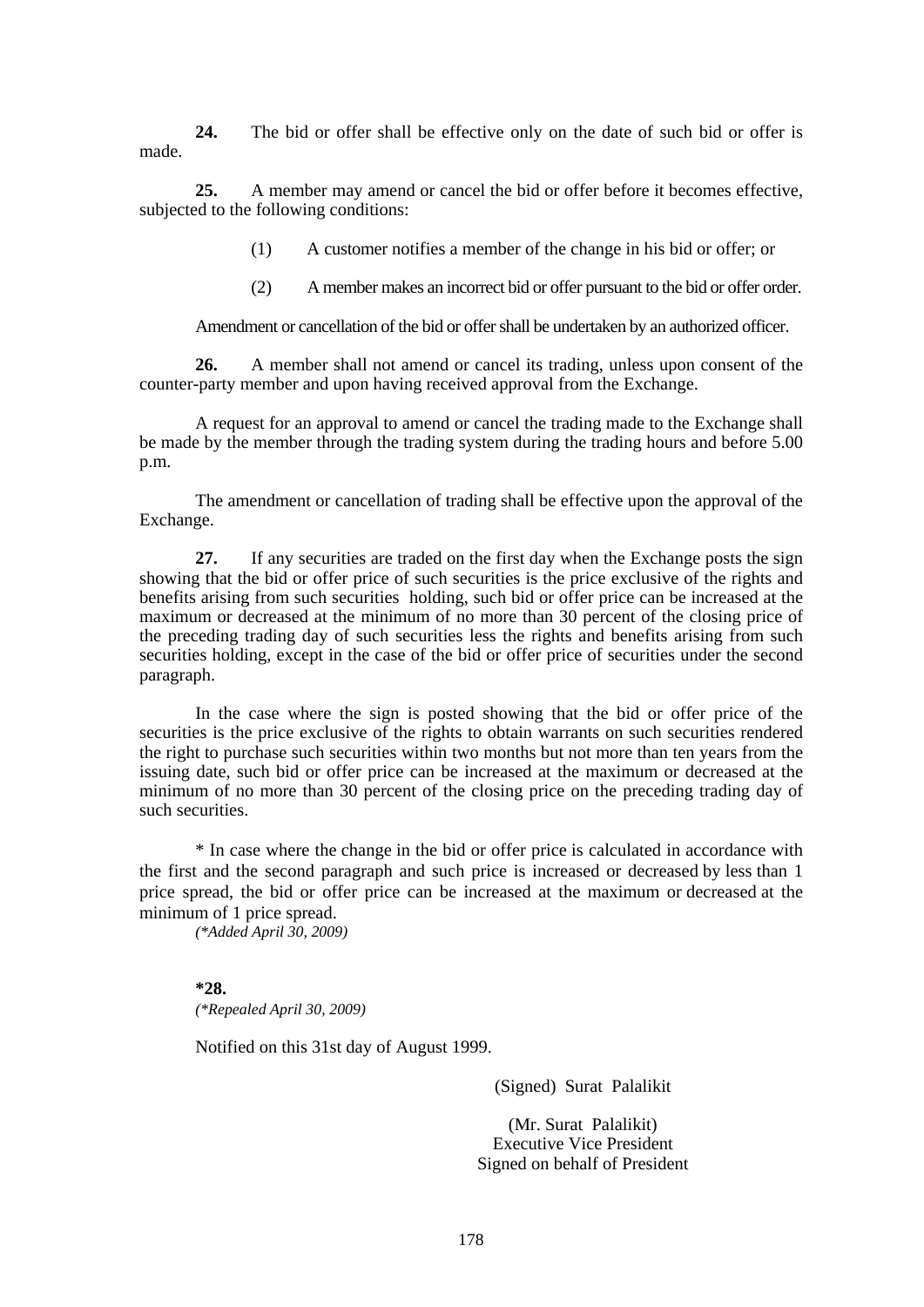**24.** The bid or offer shall be effective only on the date of such bid or offer is made.

**25.** A member may amend or cancel the bid or offer before it becomes effective, subjected to the following conditions:

(1) A customer notifies a member of the change in his bid or offer; or

(2) A member makes an incorrect bid or offer pursuant to the bid or offer order.

Amendment or cancellation of the bid or offer shall be undertaken by an authorized officer.

**26.** A member shall not amend or cancel its trading, unless upon consent of the counter-party member and upon having received approval from the Exchange.

A request for an approval to amend or cancel the trading made to the Exchange shall be made by the member through the trading system during the trading hours and before 5.00 p.m.

The amendment or cancellation of trading shall be effective upon the approval of the Exchange.

**27.** If any securities are traded on the first day when the Exchange posts the sign showing that the bid or offer price of such securities is the price exclusive of the rights and benefits arising from such securities holding, such bid or offer price can be increased at the maximum or decreased at the minimum of no more than 30 percent of the closing price of the preceding trading day of such securities less the rights and benefits arising from such securities holding, except in the case of the bid or offer price of securities under the second paragraph.

In the case where the sign is posted showing that the bid or offer price of the securities is the price exclusive of the rights to obtain warrants on such securities rendered the right to purchase such securities within two months but not more than ten years from the issuing date, such bid or offer price can be increased at the maximum or decreased at the minimum of no more than 30 percent of the closing price on the preceding trading day of such securities.

* In case where the change in the bid or offer price is calculated in accordance with the first and the second paragraph and such price is increased or decreased by less than 1 price spread, the bid or offer price can be increased at the maximum or decreased at the minimum of 1 price spread.
*(*Added April 30, 2009)*

**\*28.**
*(*Repealed April 30, 2009)*

Notified on this 31st day of August 1999.

(Signed) Surat Palalikit

(Mr. Surat Palalikit)
Executive Vice President
Signed on behalf of President